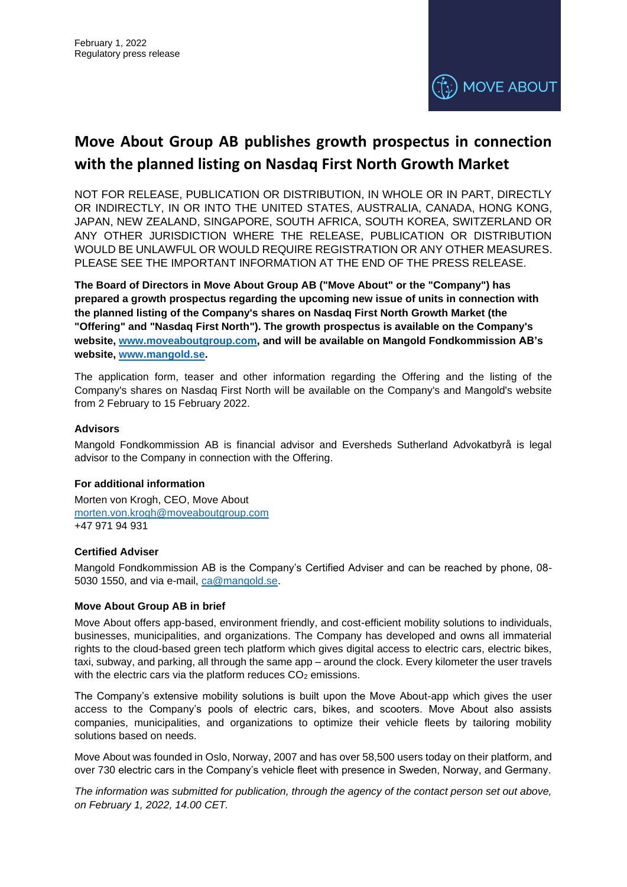February 1, 2022
Regulatory press release

MOVE ABOUT

# Move About Group AB publishes growth prospectus in connection with the planned listing on Nasdaq First North Growth Market

NOT FOR RELEASE, PUBLICATION OR DISTRIBUTION, IN WHOLE OR IN PART, DIRECTLY OR INDIRECTLY, IN OR INTO THE UNITED STATES, AUSTRALIA, CANADA, HONG KONG, JAPAN, NEW ZEALAND, SINGAPORE, SOUTH AFRICA, SOUTH KOREA, SWITZERLAND OR ANY OTHER JURISDICTION WHERE THE RELEASE, PUBLICATION OR DISTRIBUTION WOULD BE UNLAWFUL OR WOULD REQUIRE REGISTRATION OR ANY OTHER MEASURES. PLEASE SEE THE IMPORTANT INFORMATION AT THE END OF THE PRESS RELEASE.

**The Board of Directors in Move About Group AB ("Move About" or the "Company") has prepared a growth prospectus regarding the upcoming new issue of units in connection with the planned listing of the Company's shares on Nasdaq First North Growth Market (the "Offering" and "Nasdaq First North"). The growth prospectus is available on the Company's website, [www.moveaboutgroup.com](http://www.moveaboutgroup.com), and will be available on Mangold Fondkommission AB's website, [www.mangold.se](http://www.mangold.se).**

The application form, teaser and other information regarding the Offering and the listing of the Company's shares on Nasdaq First North will be available on the Company's and Mangold's website from 2 February to 15 February 2022.

### Advisors

Mangold Fondkommission AB is financial advisor and Eversheds Sutherland Advokatbyrå is legal advisor to the Company in connection with the Offering.

### For additional information

Morten von Krogh, CEO, Move About
[morten.von.krogh@moveaboutgroup.com](mailto:morten.von.krogh@moveaboutgroup.com)
+47 971 94 931

### Certified Adviser

Mangold Fondkommission AB is the Company's Certified Adviser and can be reached by phone, 08-5030 1550, and via e-mail, [ca@mangold.se](mailto:ca@mangold.se).

### Move About Group AB in brief

Move About offers app-based, environment friendly, and cost-efficient mobility solutions to individuals, businesses, municipalities, and organizations. The Company has developed and owns all immaterial rights to the cloud-based green tech platform which gives digital access to electric cars, electric bikes, taxi, subway, and parking, all through the same app – around the clock. Every kilometer the user travels with the electric cars via the platform reduces $CO_2$ emissions.

The Company's extensive mobility solutions is built upon the Move About-app which gives the user access to the Company's pools of electric cars, bikes, and scooters. Move About also assists companies, municipalities, and organizations to optimize their vehicle fleets by tailoring mobility solutions based on needs.

Move About was founded in Oslo, Norway, 2007 and has over 58,500 users today on their platform, and over 730 electric cars in the Company's vehicle fleet with presence in Sweden, Norway, and Germany.

*The information was submitted for publication, through the agency of the contact person set out above, on February 1, 2022, 14.00 CET.*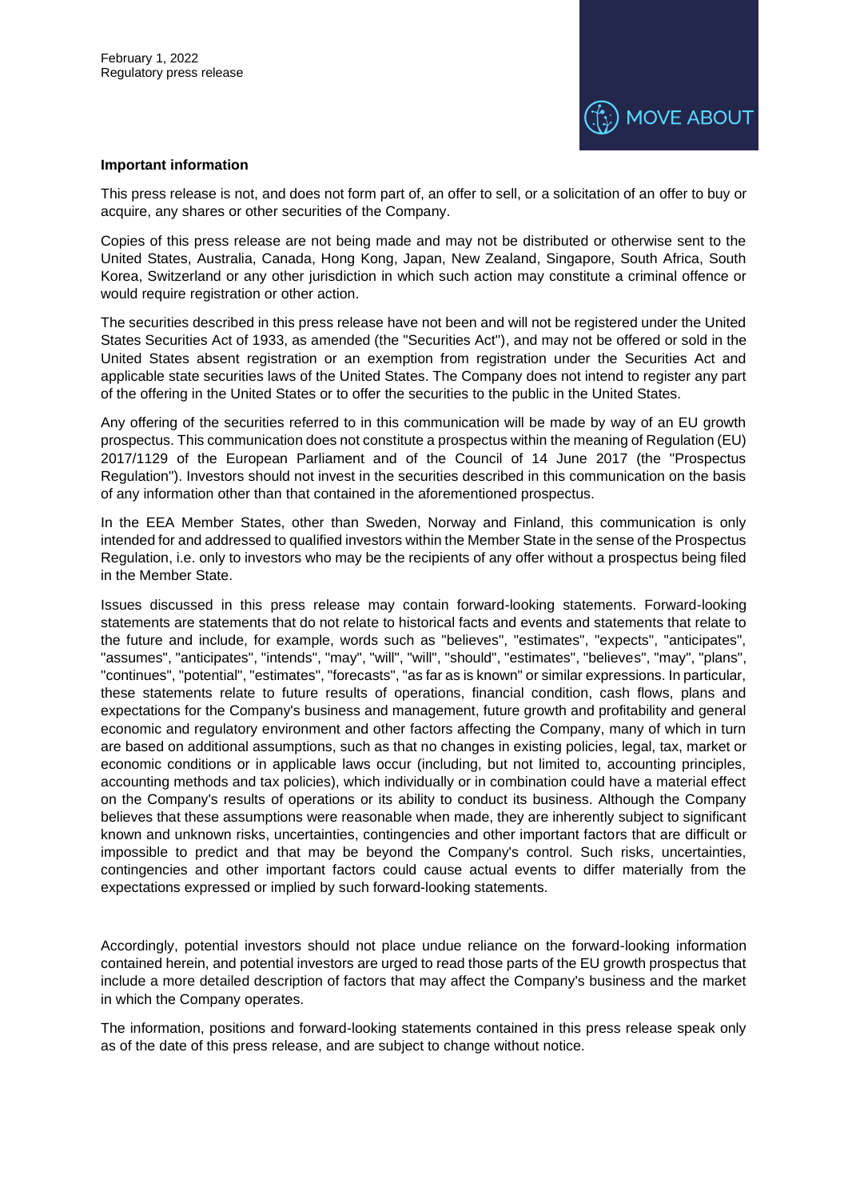February 1, 2022
Regulatory press release

**Important information**

This press release is not, and does not form part of, an offer to sell, or a solicitation of an offer to buy or acquire, any shares or other securities of the Company.

Copies of this press release are not being made and may not be distributed or otherwise sent to the United States, Australia, Canada, Hong Kong, Japan, New Zealand, Singapore, South Africa, South Korea, Switzerland or any other jurisdiction in which such action may constitute a criminal offence or would require registration or other action.

The securities described in this press release have not been and will not be registered under the United States Securities Act of 1933, as amended (the "Securities Act"), and may not be offered or sold in the United States absent registration or an exemption from registration under the Securities Act and applicable state securities laws of the United States. The Company does not intend to register any part of the offering in the United States or to offer the securities to the public in the United States.

Any offering of the securities referred to in this communication will be made by way of an EU growth prospectus. This communication does not constitute a prospectus within the meaning of Regulation (EU) 2017/1129 of the European Parliament and of the Council of 14 June 2017 (the "Prospectus Regulation"). Investors should not invest in the securities described in this communication on the basis of any information other than that contained in the aforementioned prospectus.

In the EEA Member States, other than Sweden, Norway and Finland, this communication is only intended for and addressed to qualified investors within the Member State in the sense of the Prospectus Regulation, i.e. only to investors who may be the recipients of any offer without a prospectus being filed in the Member State.

Issues discussed in this press release may contain forward-looking statements. Forward-looking statements are statements that do not relate to historical facts and events and statements that relate to the future and include, for example, words such as "believes", "estimates", "expects", "anticipates", "assumes", "anticipates", "intends", "may", "will", "will", "should", "estimates", "believes", "may", "plans", "continues", "potential", "estimates", "forecasts", "as far as is known" or similar expressions. In particular, these statements relate to future results of operations, financial condition, cash flows, plans and expectations for the Company's business and management, future growth and profitability and general economic and regulatory environment and other factors affecting the Company, many of which in turn are based on additional assumptions, such as that no changes in existing policies, legal, tax, market or economic conditions or in applicable laws occur (including, but not limited to, accounting principles, accounting methods and tax policies), which individually or in combination could have a material effect on the Company's results of operations or its ability to conduct its business. Although the Company believes that these assumptions were reasonable when made, they are inherently subject to significant known and unknown risks, uncertainties, contingencies and other important factors that are difficult or impossible to predict and that may be beyond the Company's control. Such risks, uncertainties, contingencies and other important factors could cause actual events to differ materially from the expectations expressed or implied by such forward-looking statements.

Accordingly, potential investors should not place undue reliance on the forward-looking information contained herein, and potential investors are urged to read those parts of the EU growth prospectus that include a more detailed description of factors that may affect the Company's business and the market in which the Company operates.

The information, positions and forward-looking statements contained in this press release speak only as of the date of this press release, and are subject to change without notice.